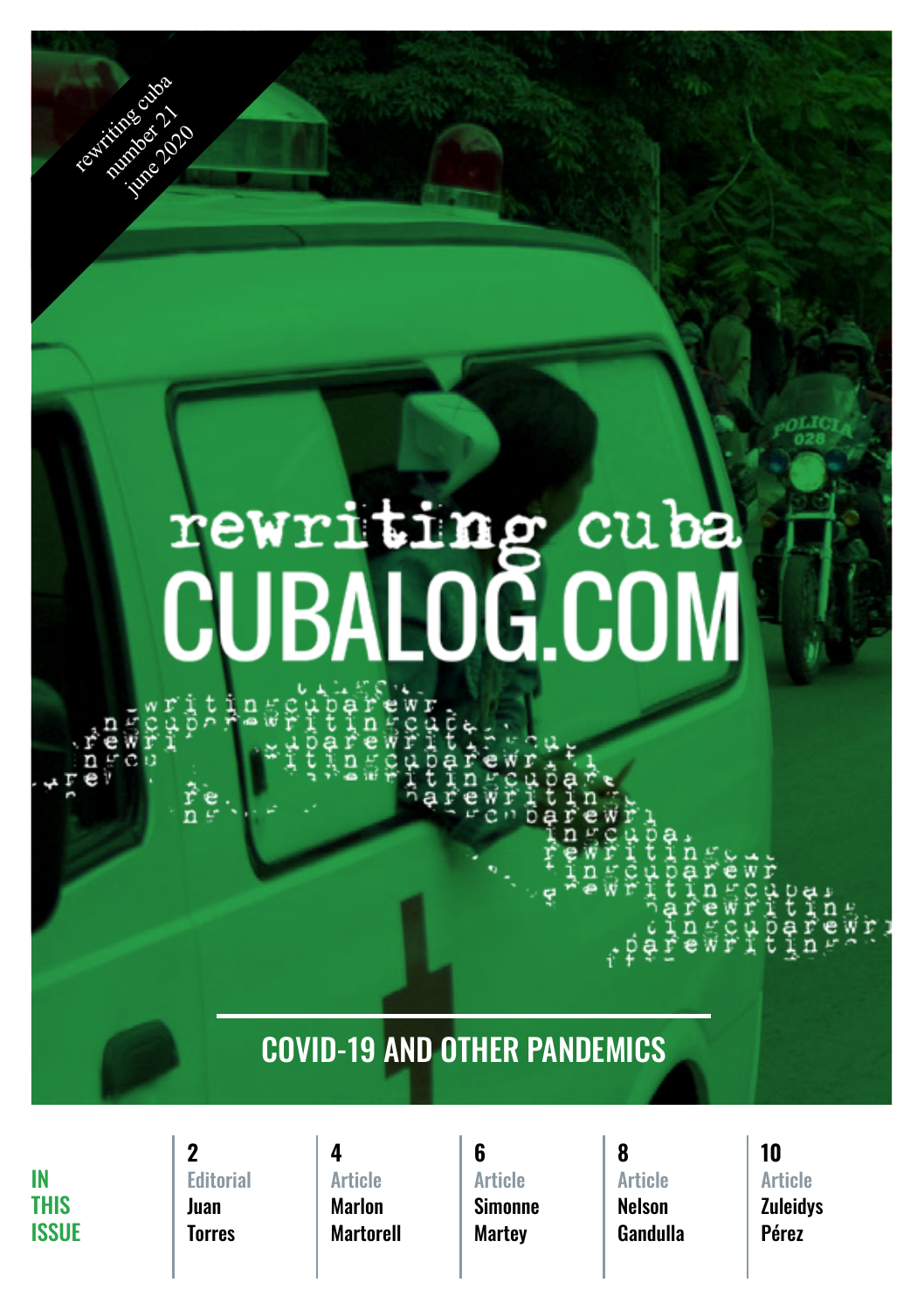rewriting cuba
number 21
june 2020

# rewriting cuba
# CUBALOG.COM

## COVID-19 AND OTHER PANDEMICS

**IN THIS ISSUE**

| Page | Type | Author |
| --- | --- | --- |
| 2 | Editorial | Juan Torres |
| 4 | Article | Marlon Martorell |
| 6 | Article | Simonne Martey |
| 8 | Article | Nelson Gandulla |
| 10 | Article | Zuleidys Pérez |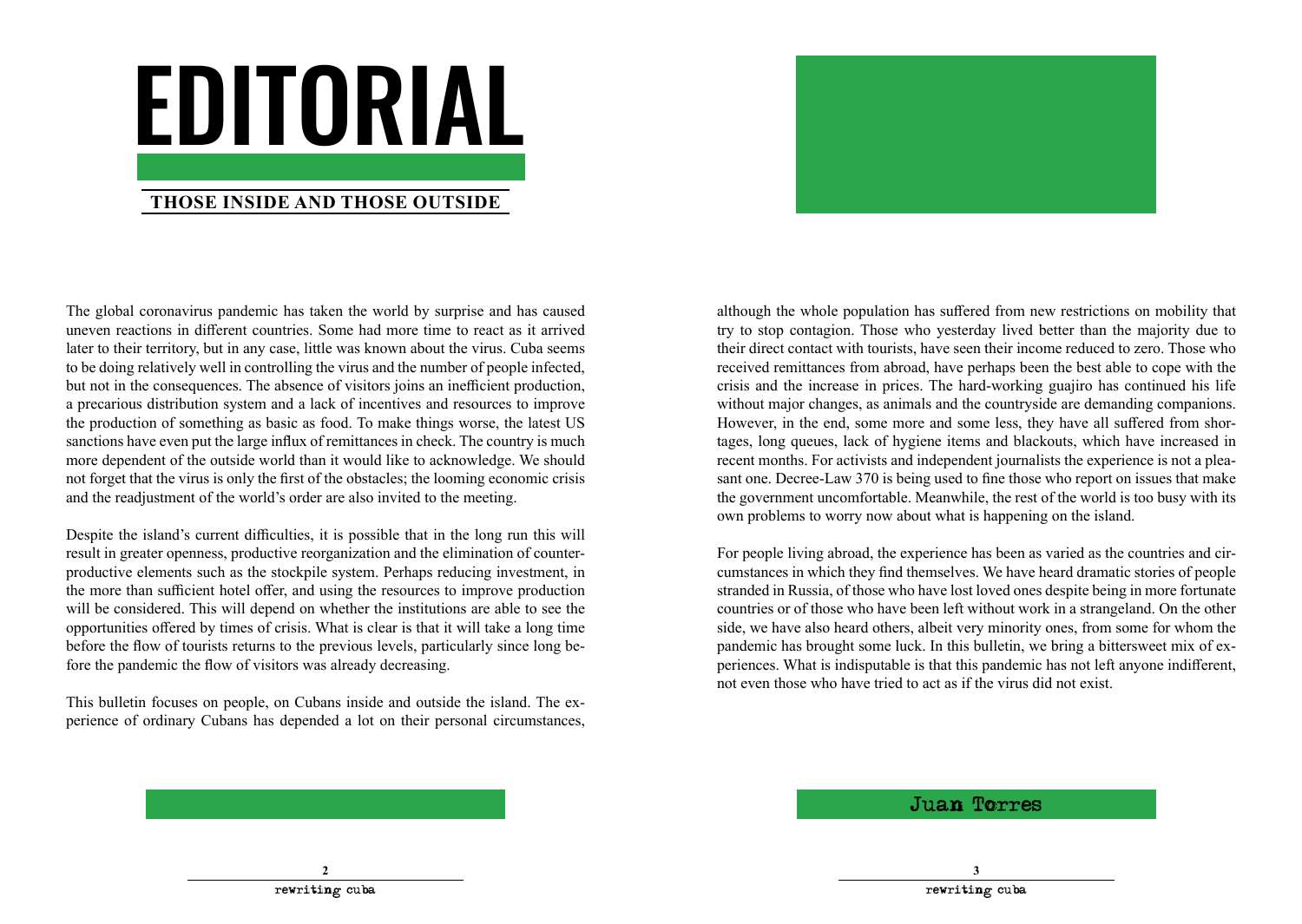# EDITORIAL

## THOSE INSIDE AND THOSE OUTSIDE

The global coronavirus pandemic has taken the world by surprise and has caused uneven reactions in different countries. Some had more time to react as it arrived later to their territory, but in any case, little was known about the virus. Cuba seems to be doing relatively well in controlling the virus and the number of people infected, but not in the consequences. The absence of visitors joins an inefficient production, a precarious distribution system and a lack of incentives and resources to improve the production of something as basic as food. To make things worse, the latest US sanctions have even put the large influx of remittances in check. The country is much more dependent of the outside world than it would like to acknowledge. We should not forget that the virus is only the first of the obstacles; the looming economic crisis and the readjustment of the world's order are also invited to the meeting.

Despite the island's current difficulties, it is possible that in the long run this will result in greater openness, productive reorganization and the elimination of counter-productive elements such as the stockpile system. Perhaps reducing investment, in the more than sufficient hotel offer, and using the resources to improve production will be considered. This will depend on whether the institutions are able to see the opportunities offered by times of crisis. What is clear is that it will take a long time before the flow of tourists returns to the previous levels, particularly since long before the pandemic the flow of visitors was already decreasing.

This bulletin focuses on people, on Cubans inside and outside the island. The experience of ordinary Cubans has depended a lot on their personal circumstances, although the whole population has suffered from new restrictions on mobility that try to stop contagion. Those who yesterday lived better than the majority due to their direct contact with tourists, have seen their income reduced to zero. Those who received remittances from abroad, have perhaps been the best able to cope with the crisis and the increase in prices. The hard-working guajiro has continued his life without major changes, as animals and the countryside are demanding companions. However, in the end, some more and some less, they have all suffered from shortages, long queues, lack of hygiene items and blackouts, which have increased in recent months. For activists and independent journalists the experience is not a pleasant one. Decree-Law 370 is being used to fine those who report on issues that make the government uncomfortable. Meanwhile, the rest of the world is too busy with its own problems to worry now about what is happening on the island.

For people living abroad, the experience has been as varied as the countries and circumstances in which they find themselves. We have heard dramatic stories of people stranded in Russia, of those who have lost loved ones despite being in more fortunate countries or of those who have been left without work in a strangeland. On the other side, we have also heard others, albeit very minority ones, from some for whom the pandemic has brought some luck. In this bulletin, we bring a bittersweet mix of experiences. What is indisputable is that this pandemic has not left anyone indifferent, not even those who have tried to act as if the virus did not exist.

Juan Torres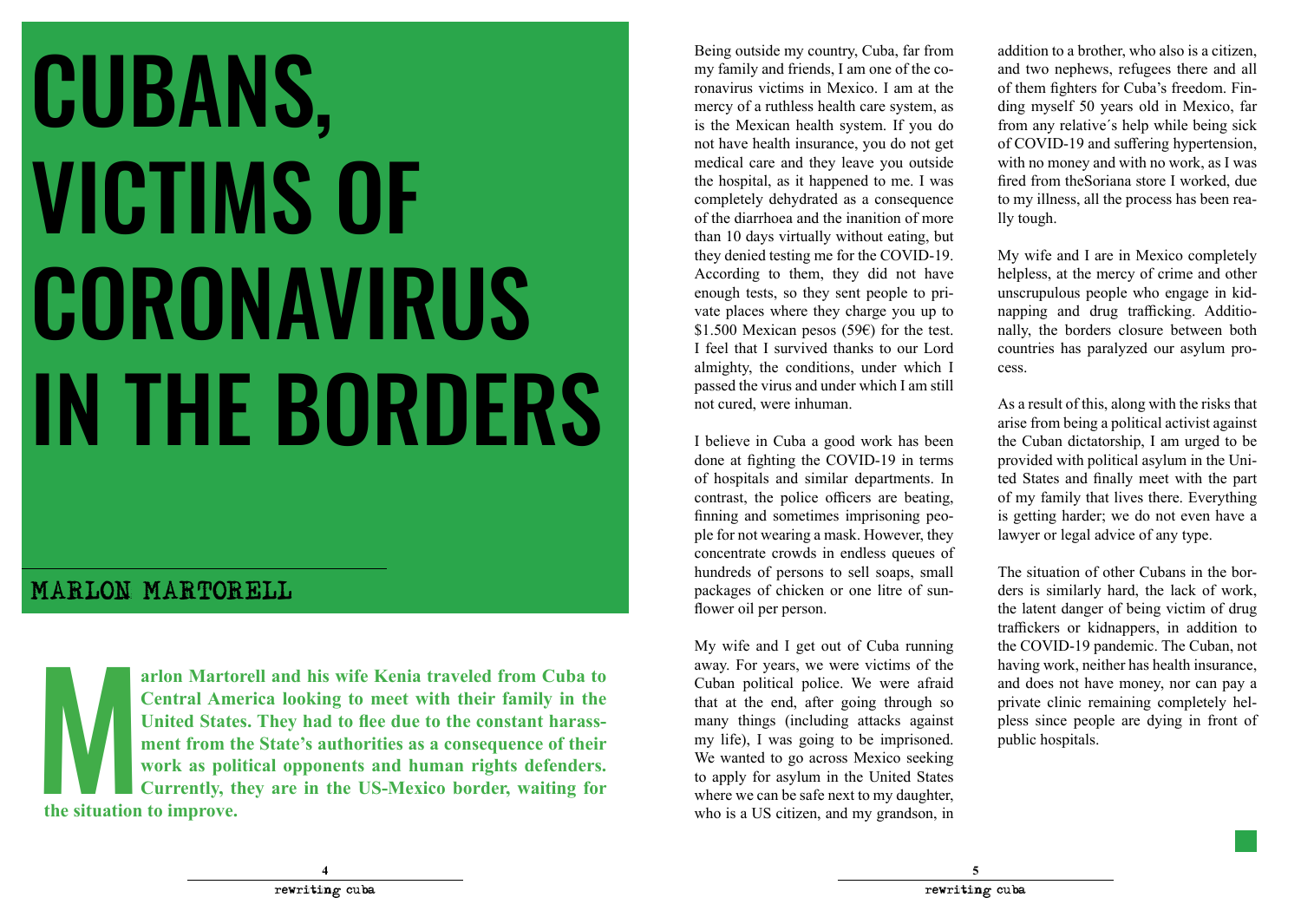# CUBANS, VICTIMS OF CORONAVIRUS IN THE BORDERS

## MARLON MARTORELL

**Marlon Martorell and his wife Kenia traveled from Cuba to Central America looking to meet with their family in the United States. They had to flee due to the constant harassment from the State's authorities as a consequence of their work as political opponents and human rights defenders. Currently, they are in the US-Mexico border, waiting for the situation to improve.**

Being outside my country, Cuba, far from my family and friends, I am one of the coronavirus victims in Mexico. I am at the mercy of a ruthless health care system, as is the Mexican health system. If you do not have health insurance, you do not get medical care and they leave you outside the hospital, as it happened to me. I was completely dehydrated as a consequence of the diarrhoea and the inanition of more than 10 days virtually without eating, but they denied testing me for the COVID-19. According to them, they did not have enough tests, so they sent people to private places where they charge you up to $1.500 Mexican pesos (59€) for the test. I feel that I survived thanks to our Lord almighty, the conditions, under which I passed the virus and under which I am still not cured, were inhuman.

I believe in Cuba a good work has been done at fighting the COVID-19 in terms of hospitals and similar departments. In contrast, the police officers are beating, finning and sometimes imprisoning people for not wearing a mask. However, they concentrate crowds in endless queues of hundreds of persons to sell soaps, small packages of chicken or one litre of sunflower oil per person.

My wife and I get out of Cuba running away. For years, we were victims of the Cuban political police. We were afraid that at the end, after going through so many things (including attacks against my life), I was going to be imprisoned. We wanted to go across Mexico seeking to apply for asylum in the United States where we can be safe next to my daughter, who is a US citizen, and my grandson, in addition to a brother, who also is a citizen, and two nephews, refugees there and all of them fighters for Cuba's freedom. Finding myself 50 years old in Mexico, far from any relative´s help while being sick of COVID-19 and suffering hypertension, with no money and with no work, as I was fired from theSoriana store I worked, due to my illness, all the process has been really tough.

My wife and I are in Mexico completely helpless, at the mercy of crime and other unscrupulous people who engage in kidnapping and drug trafficking. Additionally, the borders closure between both countries has paralyzed our asylum process.

As a result of this, along with the risks that arise from being a political activist against the Cuban dictatorship, I am urged to be provided with political asylum in the United States and finally meet with the part of my family that lives there. Everything is getting harder; we do not even have a lawyer or legal advice of any type.

The situation of other Cubans in the borders is similarly hard, the lack of work, the latent danger of being victim of drug traffickers or kidnappers, in addition to the COVID-19 pandemic. The Cuban, not having work, neither has health insurance, and does not have money, nor can pay a private clinic remaining completely helpless since people are dying in front of public hospitals.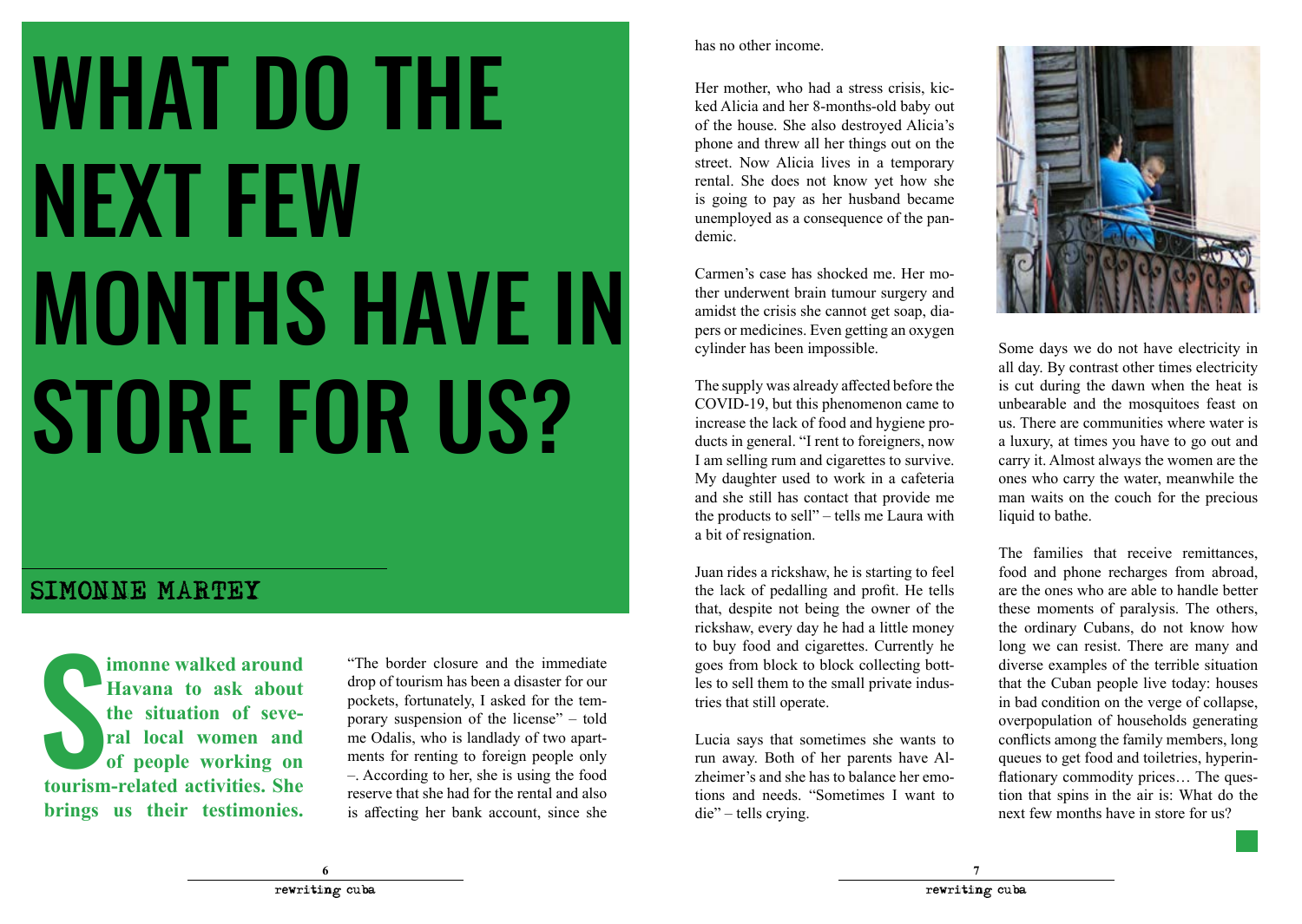# WHAT DO THE NEXT FEW MONTHS HAVE IN STORE FOR US?

## SIMONNE MARTEY

**Simonne walked around Havana to ask about the situation of several local women and of people working on tourism-related activities. She brings us their testimonies.**

"The border closure and the immediate drop of tourism has been a disaster for our pockets, fortunately, I asked for the temporary suspension of the license" – told me Odalis, who is landlady of two apartments for renting to foreign people only –. According to her, she is using the food reserve that she had for the rental and also is affecting her bank account, since she has no other income.

Her mother, who had a stress crisis, kicked Alicia and her 8-months-old baby out of the house. She also destroyed Alicia's phone and threw all her things out on the street. Now Alicia lives in a temporary rental. She does not know yet how she is going to pay as her husband became unemployed as a consequence of the pandemic.

Carmen's case has shocked me. Her mother underwent brain tumour surgery and amidst the crisis she cannot get soap, diapers or medicines. Even getting an oxygen cylinder has been impossible.

The supply was already affected before the COVID-19, but this phenomenon came to increase the lack of food and hygiene products in general. "I rent to foreigners, now I am selling rum and cigarettes to survive. My daughter used to work in a cafeteria and she still has contact that provide me the products to sell" – tells me Laura with a bit of resignation.

Juan rides a rickshaw, he is starting to feel the lack of pedalling and profit. He tells that, despite not being the owner of the rickshaw, every day he had a little money to buy food and cigarettes. Currently he goes from block to block collecting bottles to sell them to the small private industries that still operate.

Lucia says that sometimes she wants to run away. Both of her parents have Alzheimer's and she has to balance her emotions and needs. "Sometimes I want to die" – tells crying.

Some days we do not have electricity in all day. By contrast other times electricity is cut during the dawn when the heat is unbearable and the mosquitoes feast on us. There are communities where water is a luxury, at times you have to go out and carry it. Almost always the women are the ones who carry the water, meanwhile the man waits on the couch for the precious liquid to bathe.

The families that receive remittances, food and phone recharges from abroad, are the ones who are able to handle better these moments of paralysis. The others, the ordinary Cubans, do not know how long we can resist. There are many and diverse examples of the terrible situation that the Cuban people live today: houses in bad condition on the verge of collapse, overpopulation of households generating conflicts among the family members, long queues to get food and toiletries, hyperinflationary commodity prices… The question that spins in the air is: What do the next few months have in store for us?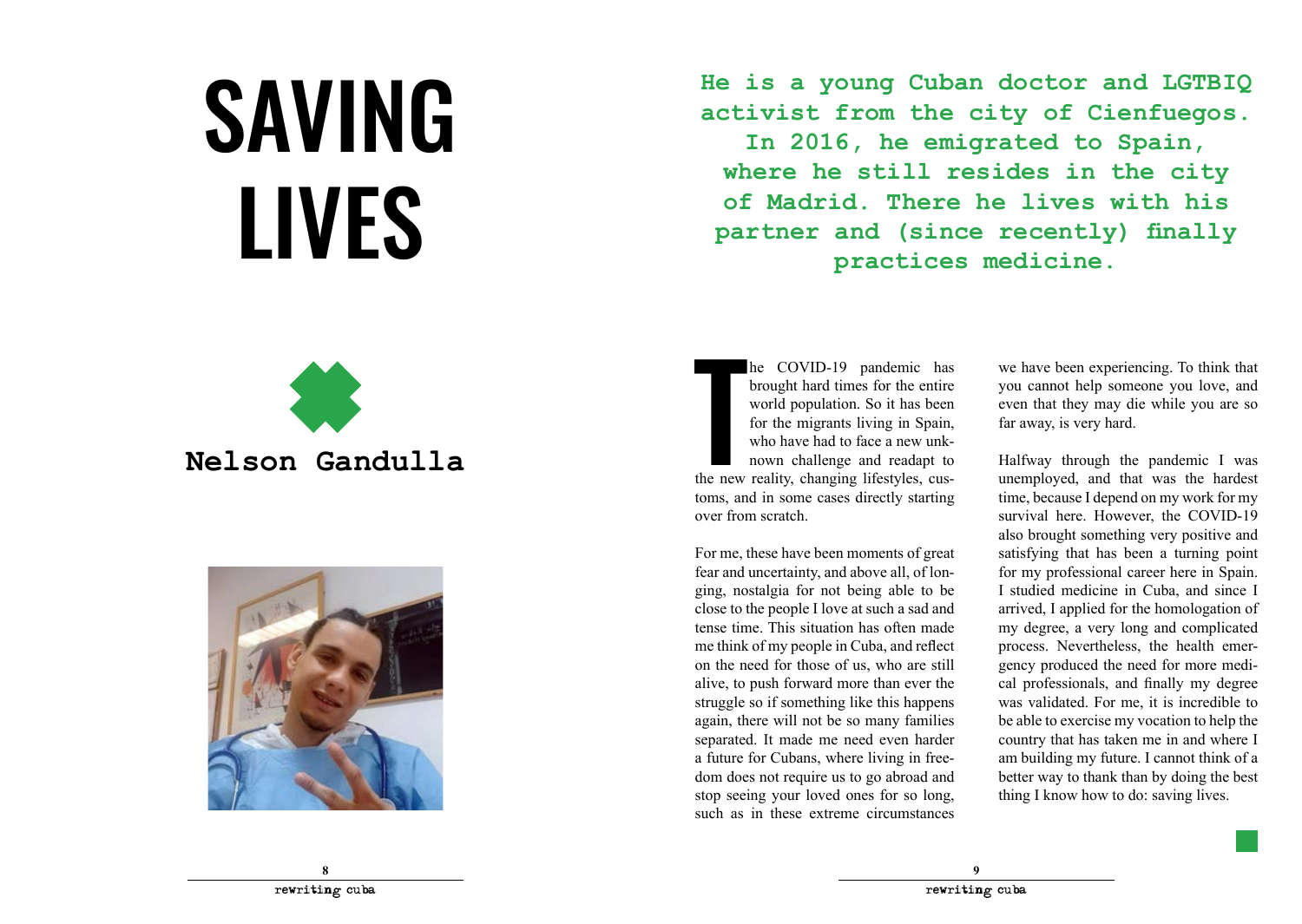# SAVING LIVES

## Nelson Gandulla

**He is a young Cuban doctor and LGTBIQ activist from the city of Cienfuegos. In 2016, he emigrated to Spain, where he still resides in the city of Madrid. There he lives with his partner and (since recently) finally practices medicine.**

The COVID-19 pandemic has brought hard times for the entire world population. So it has been for the migrants living in Spain, who have had to face a new unknown challenge and readapt to the new reality, changing lifestyles, customs, and in some cases directly starting over from scratch.

For me, these have been moments of great fear and uncertainty, and above all, of longing, nostalgia for not being able to be close to the people I love at such a sad and tense time. This situation has often made me think of my people in Cuba, and reflect on the need for those of us, who are still alive, to push forward more than ever the struggle so if something like this happens again, there will not be so many families separated. It made me need even harder a future for Cubans, where living in freedom does not require us to go abroad and stop seeing your loved ones for so long, such as in these extreme circumstances we have been experiencing. To think that you cannot help someone you love, and even that they may die while you are so far away, is very hard.

Halfway through the pandemic I was unemployed, and that was the hardest time, because I depend on my work for my survival here. However, the COVID-19 also brought something very positive and satisfying that has been a turning point for my professional career here in Spain. I studied medicine in Cuba, and since I arrived, I applied for the homologation of my degree, a very long and complicated process. Nevertheless, the health emergency produced the need for more medical professionals, and finally my degree was validated. For me, it is incredible to be able to exercise my vocation to help the country that has taken me in and where I am building my future. I cannot think of a better way to thank than by doing the best thing I know how to do: saving lives.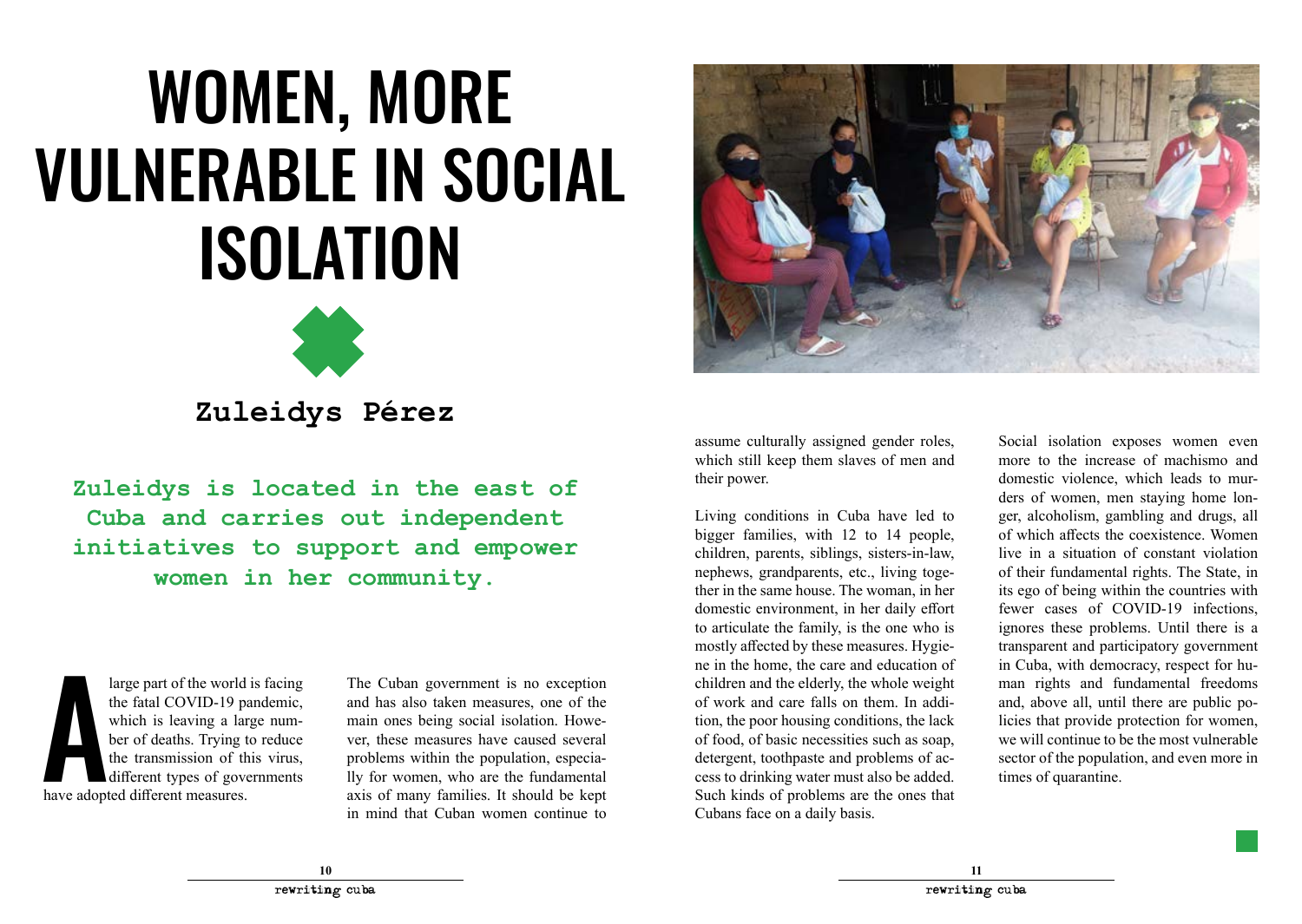# WOMEN, MORE VULNERABLE IN SOCIAL ISOLATION

**Zuleidys Pérez**

**Zuleidys is located in the east of Cuba and carries out independent initiatives to support and empower women in her community.**

A large part of the world is facing the fatal COVID-19 pandemic, which is leaving a large number of deaths. Trying to reduce the transmission of this virus, different types of governments have adopted different measures.

The Cuban government is no exception and has also taken measures, one of the main ones being social isolation. However, these measures have caused several problems within the population, especially for women, who are the fundamental axis of many families. It should be kept in mind that Cuban women continue to assume culturally assigned gender roles, which still keep them slaves of men and their power.

Living conditions in Cuba have led to bigger families, with 12 to 14 people, children, parents, siblings, sisters-in-law, nephews, grandparents, etc., living together in the same house. The woman, in her domestic environment, in her daily effort to articulate the family, is the one who is mostly affected by these measures. Hygiene in the home, the care and education of children and the elderly, the whole weight of work and care falls on them. In addition, the poor housing conditions, the lack of food, of basic necessities such as soap, detergent, toothpaste and problems of access to drinking water must also be added. Such kinds of problems are the ones that Cubans face on a daily basis.

Social isolation exposes women even more to the increase of machismo and domestic violence, which leads to murders of women, men staying home longer, alcoholism, gambling and drugs, all of which affects the coexistence. Women live in a situation of constant violation of their fundamental rights. The State, in its ego of being within the countries with fewer cases of COVID-19 infections, ignores these problems. Until there is a transparent and participatory government in Cuba, with democracy, respect for human rights and fundamental freedoms and, above all, until there are public policies that provide protection for women, we will continue to be the most vulnerable sector of the population, and even more in times of quarantine.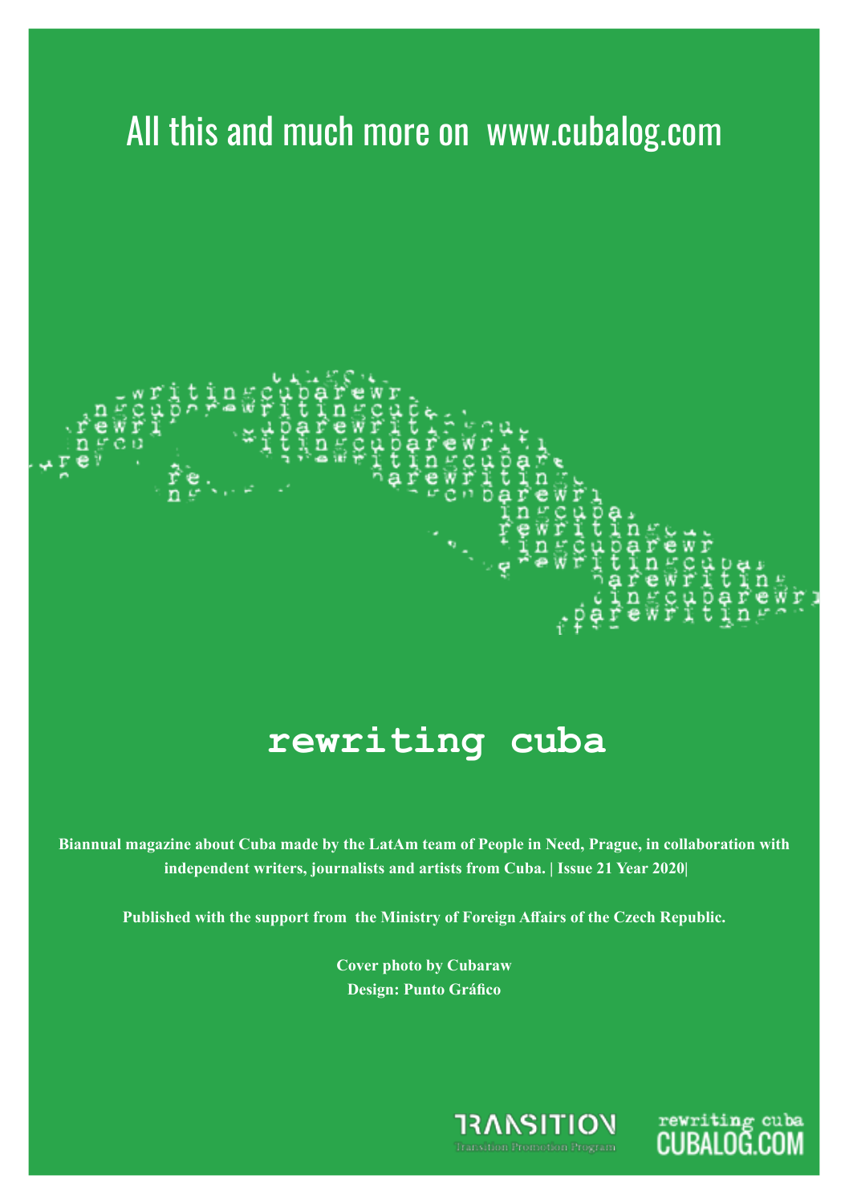# All this and much more on www.cubalog.com

## rewriting cuba

**Biannual magazine about Cuba made by the LatAm team of People in Need, Prague, in collaboration with independent writers, journalists and artists from Cuba. | Issue 21 Year 2020|**

**Published with the support from the Ministry of Foreign Affairs of the Czech Republic.**

**Cover photo by Cubaraw**
**Design: Punto Gráfico**

TRANSITION
Transition Promotion Program

rewriting cuba
CUBALOG.COM